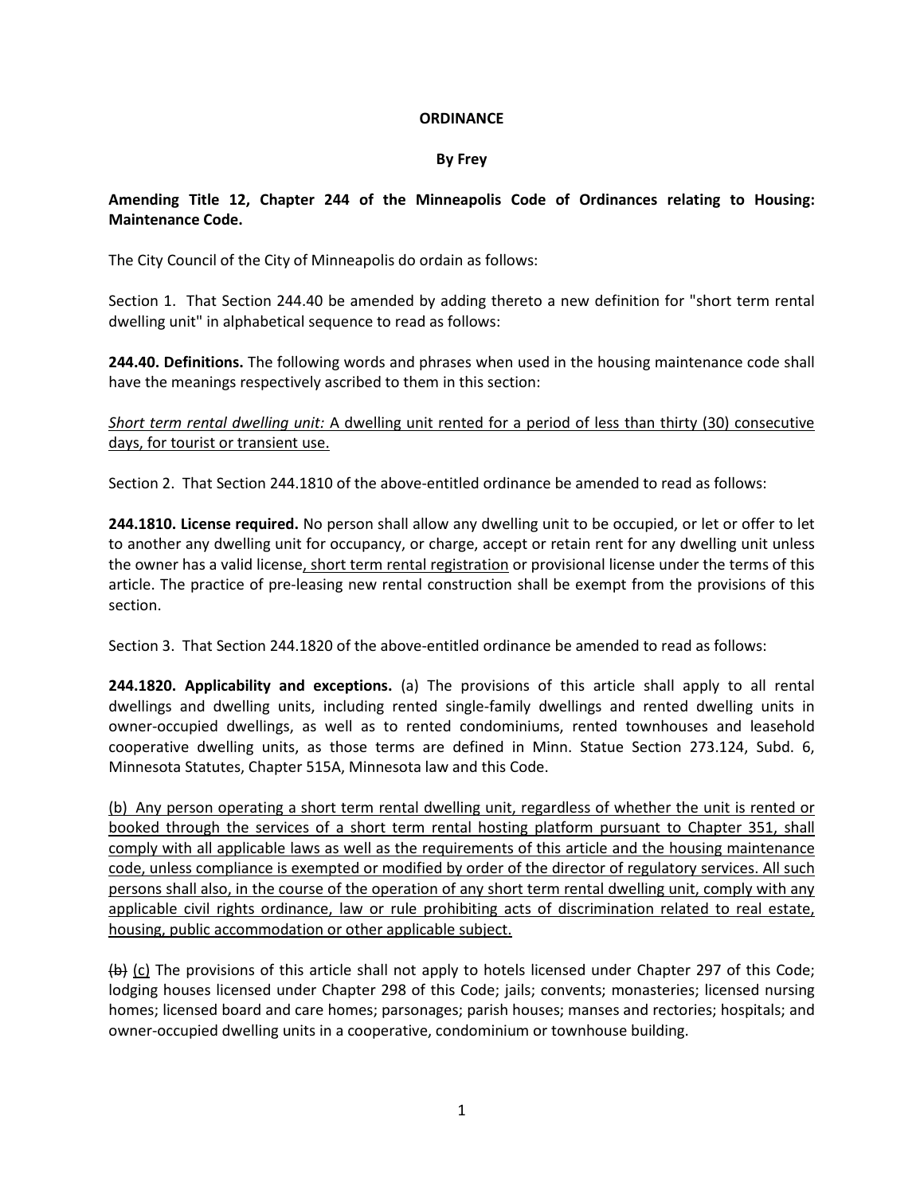**ORDINANCE**

**By Frey**

**Amending Title 12, Chapter 244 of the Minneapolis Code of Ordinances relating to Housing: Maintenance Code.**

The City Council of the City of Minneapolis do ordain as follows:

Section 1. That Section 244.40 be amended by adding thereto a new definition for "short term rental dwelling unit" in alphabetical sequence to read as follows:

**244.40. Definitions.** The following words and phrases when used in the housing maintenance code shall have the meanings respectively ascribed to them in this section:

<u>*Short term rental dwelling unit:* A dwelling unit rented for a period of less than thirty (30) consecutive days, for tourist or transient use.</u>

Section 2. That Section 244.1810 of the above-entitled ordinance be amended to read as follows:

**244.1810. License required.** No person shall allow any dwelling unit to be occupied, or let or offer to let to another any dwelling unit for occupancy, or charge, accept or retain rent for any dwelling unit unless the owner has a valid license<u>, short term rental registration</u> or provisional license under the terms of this article. The practice of pre-leasing new rental construction shall be exempt from the provisions of this section.

Section 3. That Section 244.1820 of the above-entitled ordinance be amended to read as follows:

**244.1820. Applicability and exceptions.** (a) The provisions of this article shall apply to all rental dwellings and dwelling units, including rented single-family dwellings and rented dwelling units in owner-occupied dwellings, as well as to rented condominiums, rented townhouses and leasehold cooperative dwelling units, as those terms are defined in Minn. Statue Section 273.124, Subd. 6, Minnesota Statutes, Chapter 515A, Minnesota law and this Code.

<u>(b) Any person operating a short term rental dwelling unit, regardless of whether the unit is rented or booked through the services of a short term rental hosting platform pursuant to Chapter 351, shall comply with all applicable laws as well as the requirements of this article and the housing maintenance code, unless compliance is exempted or modified by order of the director of regulatory services. All such persons shall also, in the course of the operation of any short term rental dwelling unit, comply with any applicable civil rights ordinance, law or rule prohibiting acts of discrimination related to real estate, housing, public accommodation or other applicable subject.</u>

~~(b)~~ <u>(c)</u> The provisions of this article shall not apply to hotels licensed under Chapter 297 of this Code; lodging houses licensed under Chapter 298 of this Code; jails; convents; monasteries; licensed nursing homes; licensed board and care homes; parsonages; parish houses; manses and rectories; hospitals; and owner-occupied dwelling units in a cooperative, condominium or townhouse building.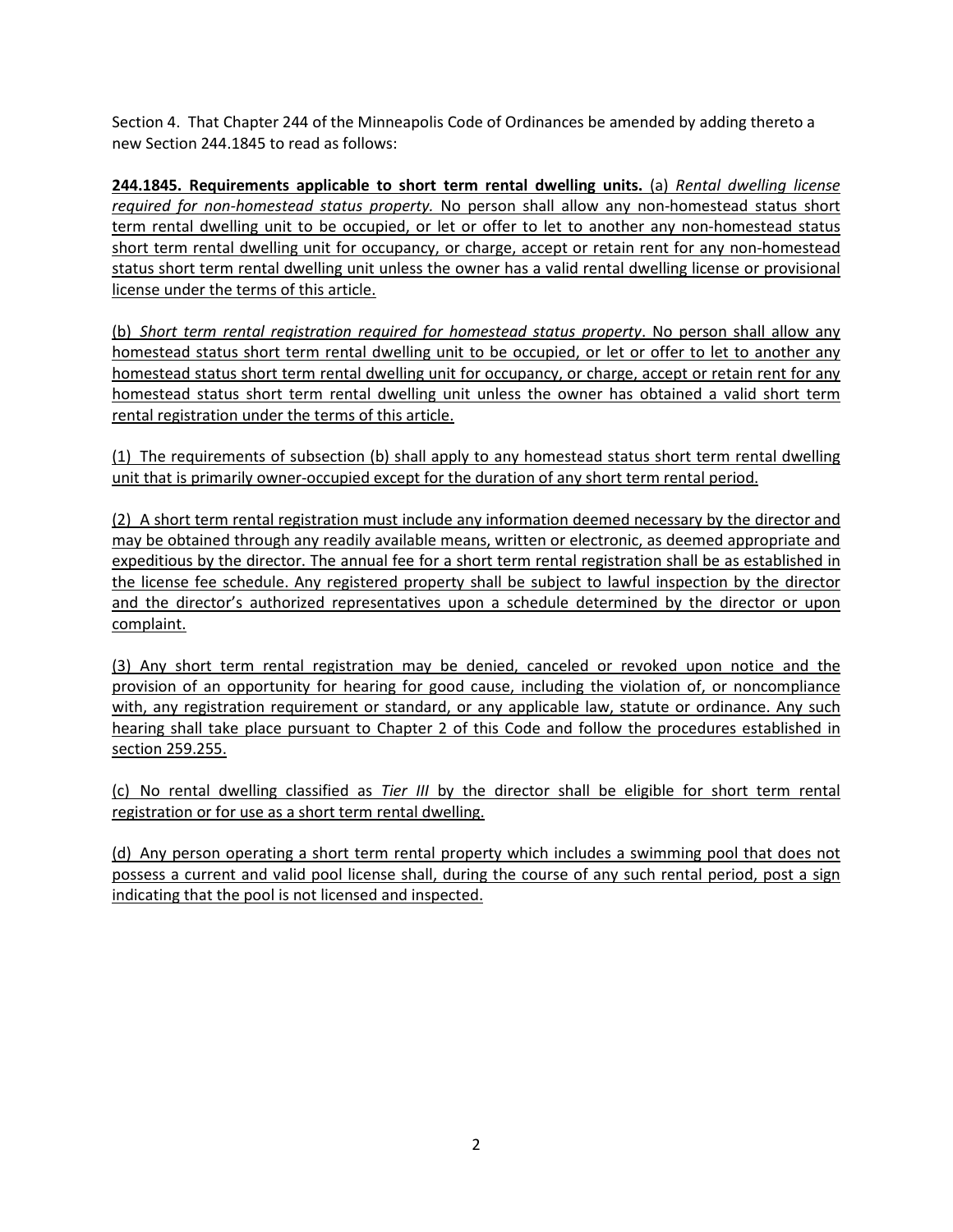Section 4. That Chapter 244 of the Minneapolis Code of Ordinances be amended by adding thereto a new Section 244.1845 to read as follows:

**244.1845. Requirements applicable to short term rental dwelling units.** (a) *Rental dwelling license required for non-homestead status property.* No person shall allow any non-homestead status short term rental dwelling unit to be occupied, or let or offer to let to another any non-homestead status short term rental dwelling unit for occupancy, or charge, accept or retain rent for any non-homestead status short term rental dwelling unit unless the owner has a valid rental dwelling license or provisional license under the terms of this article.

(b) *Short term rental registration required for homestead status property*. No person shall allow any homestead status short term rental dwelling unit to be occupied, or let or offer to let to another any homestead status short term rental dwelling unit for occupancy, or charge, accept or retain rent for any homestead status short term rental dwelling unit unless the owner has obtained a valid short term rental registration under the terms of this article.

(1) The requirements of subsection (b) shall apply to any homestead status short term rental dwelling unit that is primarily owner-occupied except for the duration of any short term rental period.

(2) A short term rental registration must include any information deemed necessary by the director and may be obtained through any readily available means, written or electronic, as deemed appropriate and expeditious by the director. The annual fee for a short term rental registration shall be as established in the license fee schedule. Any registered property shall be subject to lawful inspection by the director and the director's authorized representatives upon a schedule determined by the director or upon complaint.

(3) Any short term rental registration may be denied, canceled or revoked upon notice and the provision of an opportunity for hearing for good cause, including the violation of, or noncompliance with, any registration requirement or standard, or any applicable law, statute or ordinance. Any such hearing shall take place pursuant to Chapter 2 of this Code and follow the procedures established in section 259.255.

(c) No rental dwelling classified as *Tier III* by the director shall be eligible for short term rental registration or for use as a short term rental dwelling.

(d) Any person operating a short term rental property which includes a swimming pool that does not possess a current and valid pool license shall, during the course of any such rental period, post a sign indicating that the pool is not licensed and inspected.